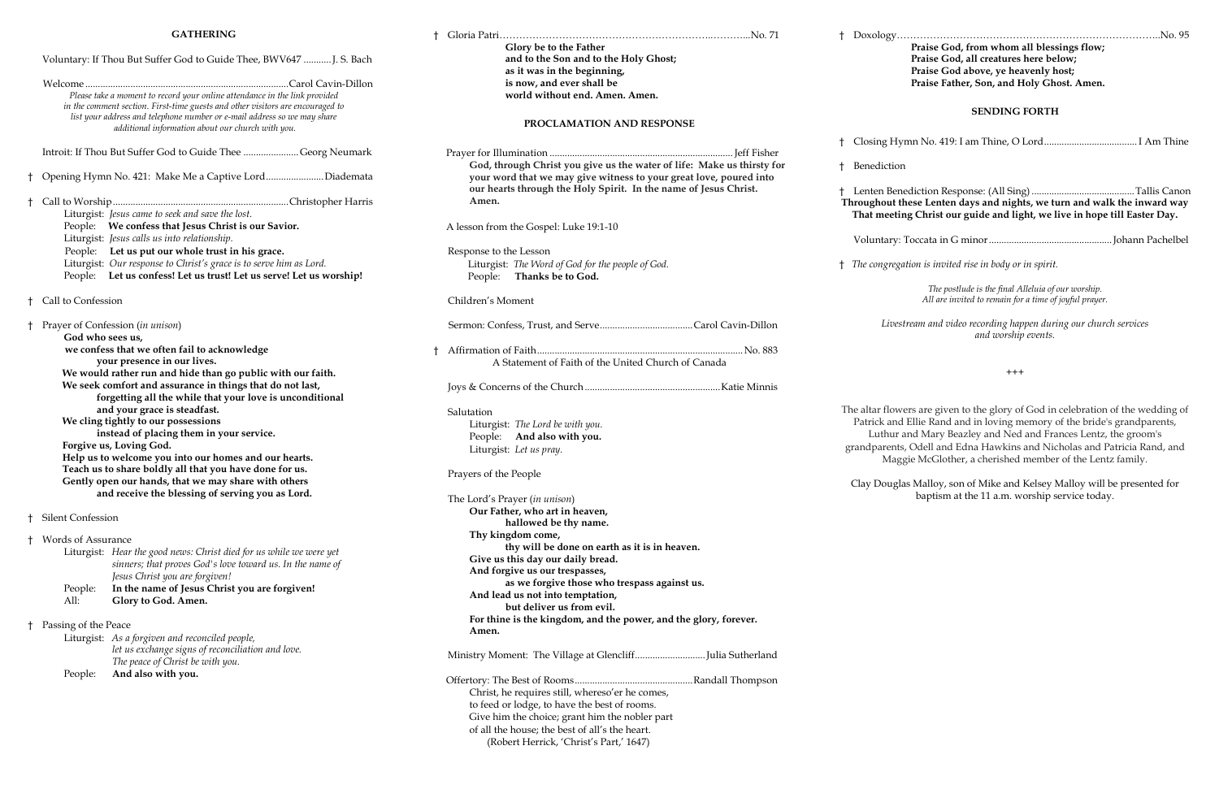## GATHERING

Voluntary: If Thou But Suffer God to Guide Thee, BWV647 ........... J. S. Bach

Welcome ................................................................................. Carol Cavin-Dillon

*Please take a moment to record your online attendance in the link provided in the comment section. First-time guests and other visitors are encouraged to list your address and telephone number or e-mail address so we may share additional information about our church with you.*

Introit: If Thou But Suffer God to Guide Thee ...................... Georg Neumark

† Opening Hymn No. 421: Make Me a Captive Lord....................... Diademata

† Call to Worship ...................................................................... Christopher Harris

Liturgist: *Jesus came to seek and save the lost.*
People: **We confess that Jesus Christ is our Savior.**
Liturgist: *Jesus calls us into relationship.*
People: **Let us put our whole trust in his grace.**
Liturgist: *Our response to Christ's grace is to serve him as Lord.*
People: **Let us confess! Let us trust! Let us serve! Let us worship!**

† Call to Confession

† Prayer of Confession (*in unison*)

**God who sees us,**
**we confess that we often fail to acknowledge**
**your presence in our lives.**
**We would rather run and hide than go public with our faith.**
**We seek comfort and assurance in things that do not last,**
**forgetting all the while that your love is unconditional**
**and your grace is steadfast.**
**We cling tightly to our possessions**
**instead of placing them in your service.**
**Forgive us, Loving God.**
**Help us to welcome you into our homes and our hearts.**
**Teach us to share boldly all that you have done for us.**
**Gently open our hands, that we may share with others**
**and receive the blessing of serving you as Lord.**

† Silent Confession

† Words of Assurance

Liturgist: *Hear the good news: Christ died for us while we were yet sinners; that proves God's love toward us. In the name of Jesus Christ you are forgiven!*
People: **In the name of Jesus Christ you are forgiven!**
All: **Glory to God. Amen.**

† Passing of the Peace

Liturgist: *As a forgiven and reconciled people, let us exchange signs of reconciliation and love. The peace of Christ be with you.*
People: **And also with you.**

† Gloria Patri.......................................................................................... No. 71

**Glory be to the Father**
**and to the Son and to the Holy Ghost;**
**as it was in the beginning,**
**is now, and ever shall be**
**world without end. Amen. Amen.**

## PROCLAMATION AND RESPONSE

Prayer for Illumination ......................................................................... Jeff Fisher

**God, through Christ you give us the water of life: Make us thirsty for your word that we may give witness to your great love, poured into our hearts through the Holy Spirit. In the name of Jesus Christ. Amen.**

A lesson from the Gospel: Luke 19:1-10

Response to the Lesson

Liturgist: *The Word of God for the people of God.*
People: **Thanks be to God.**

Children's Moment

Sermon: Confess, Trust, and Serve..................................... Carol Cavin-Dillon

† Affirmation of Faith............................................................................. No. 883

A Statement of Faith of the United Church of Canada

Joys & Concerns of the Church ...................................................... Katie Minnis

Salutation

Liturgist: *The Lord be with you.*
People: **And also with you.**
Liturgist: *Let us pray.*

Prayers of the People

The Lord's Prayer (*in unison*)

**Our Father, who art in heaven,**
**hallowed be thy name.**
**Thy kingdom come,**
**thy will be done on earth as it is in heaven.**
**Give us this day our daily bread.**
**And forgive us our trespasses,**
**as we forgive those who trespass against us.**
**And lead us not into temptation,**
**but deliver us from evil.**
**For thine is the kingdom, and the power, and the glory, forever.**
**Amen.**

Ministry Moment: The Village at Glencliff............................ Julia Sutherland

Offertory: The Best of Rooms............................................... Randall Thompson

Christ, he requires still, whereso'er he comes,
to feed or lodge, to have the best of rooms.
Give him the choice; grant him the nobler part
of all the house; the best of all's the heart.
(Robert Herrick, 'Christ's Part,' 1647)

† Doxology.............................................................................................. No. 95

**Praise God, from whom all blessings flow;**
**Praise God, all creatures here below;**
**Praise God above, ye heavenly host;**
**Praise Father, Son, and Holy Ghost. Amen.**

## SENDING FORTH

† Closing Hymn No. 419: I am Thine, O Lord..................................... I Am Thine

† Benediction

† Lenten Benediction Response: (All Sing) .......................................... Tallis Canon

**Throughout these Lenten days and nights, we turn and walk the inward way That meeting Christ our guide and light, we live in hope till Easter Day.**

Voluntary: Toccata in G minor ................................................... Johann Pachelbel

† *The congregation is invited rise in body or in spirit.*

*The postlude is the final Alleluia of our worship.*
*All are invited to remain for a time of joyful prayer.*

*Livestream and video recording happen during our church services and worship events.*

+++

The altar flowers are given to the glory of God in celebration of the wedding of Patrick and Ellie Rand and in loving memory of the bride's grandparents, Luthur and Mary Beazley and Ned and Frances Lentz, the groom's grandparents, Odell and Edna Hawkins and Nicholas and Patricia Rand, and Maggie McGlother, a cherished member of the Lentz family.

Clay Douglas Malloy, son of Mike and Kelsey Malloy will be presented for baptism at the 11 a.m. worship service today.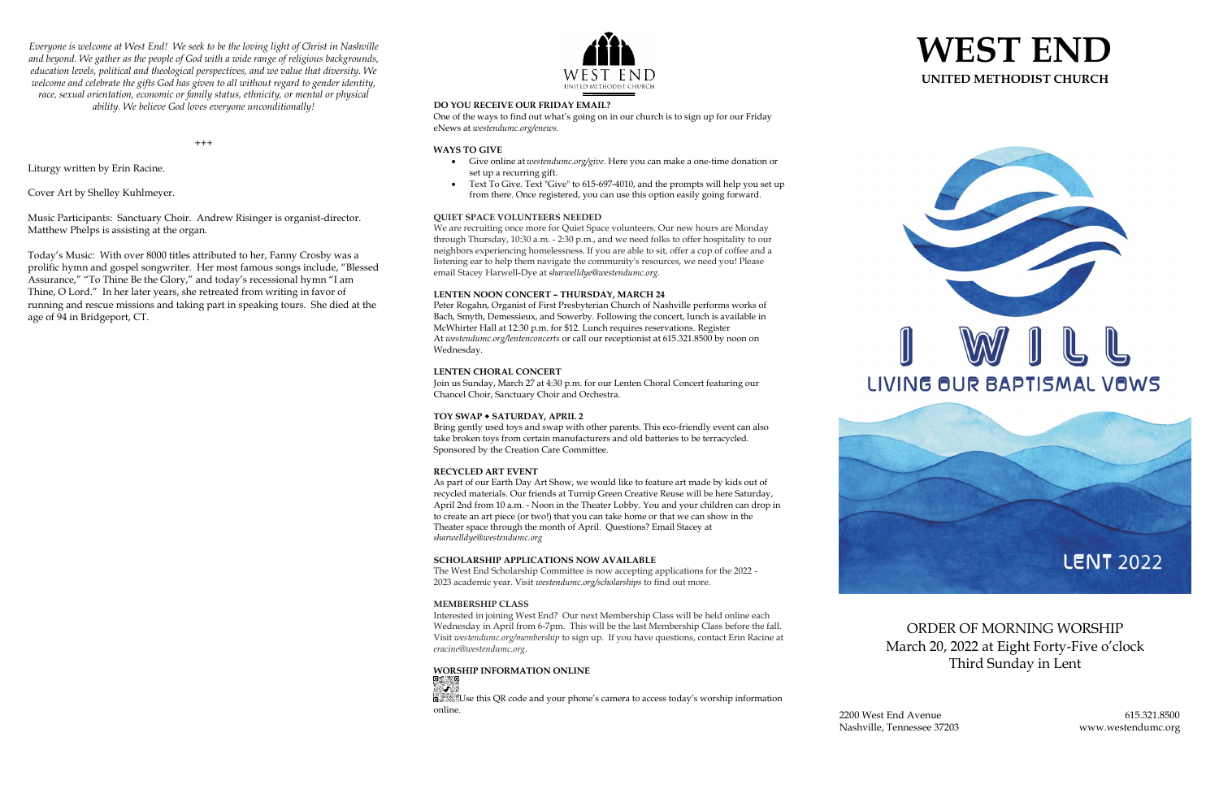*Everyone is welcome at West End! We seek to be the loving light of Christ in Nashville and beyond. We gather as the people of God with a wide range of religious backgrounds, education levels, political and theological perspectives, and we value that diversity. We welcome and celebrate the gifts God has given to all without regard to gender identity, race, sexual orientation, economic or family status, ethnicity, or mental or physical ability. We believe God loves everyone unconditionally!*

+++

Liturgy written by Erin Racine.

Cover Art by Shelley Kuhlmeyer.

Music Participants: Sanctuary Choir. Andrew Risinger is organist-director. Matthew Phelps is assisting at the organ.

Today's Music: With over 8000 titles attributed to her, Fanny Crosby was a prolific hymn and gospel songwriter. Her most famous songs include, "Blessed Assurance," "To Thine Be the Glory," and today's recessional hymn "I am Thine, O Lord." In her later years, she retreated from writing in favor of running and rescue missions and taking part in speaking tours. She died at the age of 94 in Bridgeport, CT.

WEST END
UNITED METHODIST CHURCH

**DO YOU RECEIVE OUR FRIDAY EMAIL?**
One of the ways to find out what's going on in our church is to sign up for our Friday eNews at *westendumc.org/enews.*

**WAYS TO GIVE**

- Give online at *westendumc.org/give*. Here you can make a one-time donation or set up a recurring gift.
- Text To Give. Text "Give" to 615-697-4010, and the prompts will help you set up from there. Once registered, you can use this option easily going forward.

**QUIET SPACE VOLUNTEERS NEEDED**
We are recruiting once more for Quiet Space volunteers. Our new hours are Monday through Thursday, 10:30 a.m. - 2:30 p.m., and we need folks to offer hospitality to our neighbors experiencing homelessness. If you are able to sit, offer a cup of coffee and a listening ear to help them navigate the community's resources, we need you! Please email Stacey Harwell-Dye at *sharwelldye@westendumc.org.*

**LENTEN NOON CONCERT – THURSDAY, MARCH 24**
Peter Rogahn, Organist of First Presbyterian Church of Nashville performs works of Bach, Smyth, Demessieux, and Sowerby. Following the concert, lunch is available in McWhirter Hall at 12:30 p.m. for $12. Lunch requires reservations. Register At *westendumc.org/lentenconcerts* or call our receptionist at 615.321.8500 by noon on Wednesday.

**LENTEN CHORAL CONCERT**
Join us Sunday, March 27 at 4:30 p.m. for our Lenten Choral Concert featuring our Chancel Choir, Sanctuary Choir and Orchestra.

**TOY SWAP • SATURDAY, APRIL 2**
Bring gently used toys and swap with other parents. This eco-friendly event can also take broken toys from certain manufacturers and old batteries to be terracycled. Sponsored by the Creation Care Committee.

**RECYCLED ART EVENT**
As part of our Earth Day Art Show, we would like to feature art made by kids out of recycled materials. Our friends at Turnip Green Creative Reuse will be here Saturday, April 2nd from 10 a.m. - Noon in the Theater Lobby. You and your children can drop in to create an art piece (or two!) that you can take home or that we can show in the Theater space through the month of April. Questions? Email Stacey at *sharwelldye@westendumc.org*

**SCHOLARSHIP APPLICATIONS NOW AVAILABLE**
The West End Scholarship Committee is now accepting applications for the 2022 - 2023 academic year. Visit *westendumc.org/scholarships* to find out more.

**MEMBERSHIP CLASS**
Interested in joining West End? Our next Membership Class will be held online each Wednesday in April from 6-7pm. This will be the last Membership Class before the fall. Visit *westendumc.org/membership* to sign up. If you have questions, contact Erin Racine at *eracine@westendumc.org*.

**WORSHIP INFORMATION ONLINE**
Use this QR code and your phone's camera to access today's worship information online.

# WEST END
## UNITED METHODIST CHURCH

I WILL
LIVING OUR BAPTISMAL VOWS
LENT 2022

ORDER OF MORNING WORSHIP
March 20, 2022 at Eight Forty-Five o'clock
Third Sunday in Lent

2200 West End Avenue
Nashville, Tennessee 37203

615.321.8500
www.westendumc.org